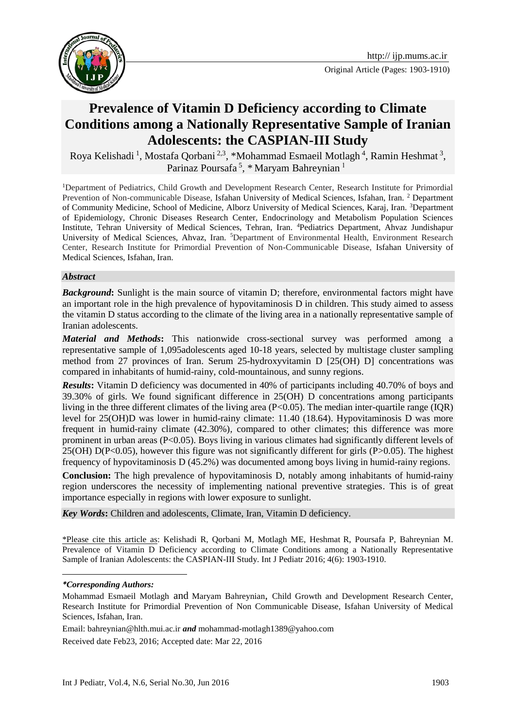http:// ijp.mums.ac.ir

Original Article (Pages: 1903-1910)

# Prevalence of Vitamin D Deficiency according to Climate Conditions among a Nationally Representative Sample of Iranian Adolescents: the CASPIAN-III Study

Roya Kelishadi [1], Mostafa Qorbani [2,3], *Mohammad Esmaeil Motlagh [4], Ramin Heshmat [3], Parinaz Poursafa [5], * Maryam Bahreynian [1]

[1]Department of Pediatrics, Child Growth and Development Research Center, Research Institute for Primordial Prevention of Non-communicable Disease, Isfahan University of Medical Sciences, Isfahan, Iran. [2] Department of Community Medicine, School of Medicine, Alborz University of Medical Sciences, Karaj, Iran. [3]Department of Epidemiology, Chronic Diseases Research Center, Endocrinology and Metabolism Population Sciences Institute, Tehran University of Medical Sciences, Tehran, Iran. [4]Pediatrics Department, Ahvaz Jundishapur University of Medical Sciences, Ahvaz, Iran. [5]Department of Environmental Health, Environment Research Center, Research Institute for Primordial Prevention of Non-Communicable Disease, Isfahan University of Medical Sciences, Isfahan, Iran.

### *Abstract*

***Background*:** Sunlight is the main source of vitamin D; therefore, environmental factors might have an important role in the high prevalence of hypovitaminosis D in children. This study aimed to assess the vitamin D status according to the climate of the living area in a nationally representative sample of Iranian adolescents.

***Material and Methods*:** This nationwide cross-sectional survey was performed among a representative sample of 1,095adolescents aged 10-18 years, selected by multistage cluster sampling method from 27 provinces of Iran. Serum 25-hydroxyvitamin D [25(OH) D] concentrations was compared in inhabitants of humid-rainy, cold-mountainous, and sunny regions.

***Results*:** Vitamin D deficiency was documented in 40% of participants including 40.70% of boys and 39.30% of girls. We found significant difference in 25(OH) D concentrations among participants living in the three different climates of the living area ($P<0.05$). The median inter-quartile range (IQR) level for 25(OH)D was lower in humid-rainy climate: 11.40 (18.64). Hypovitaminosis D was more frequent in humid-rainy climate (42.30%), compared to other climates; this difference was more prominent in urban areas ($P<0.05$). Boys living in various climates had significantly different levels of 25(OH) D($P<0.05$), however this figure was not significantly different for girls ($P>0.05$). The highest frequency of hypovitaminosis D (45.2%) was documented among boys living in humid-rainy regions.

**Conclusion:** The high prevalence of hypovitaminosis D, notably among inhabitants of humid-rainy region underscores the necessity of implementing national preventive strategies. This is of great importance especially in regions with lower exposure to sunlight.

***Key Words*:** Children and adolescents, Climate, Iran, Vitamin D deficiency.

\*Please cite this article as: Kelishadi R, Qorbani M, Motlagh ME, Heshmat R, Poursafa P, Bahreynian M. Prevalence of Vitamin D Deficiency according to Climate Conditions among a Nationally Representative Sample of Iranian Adolescents: the CASPIAN-III Study. Int J Pediatr 2016; 4(6): 1903-1910.

***\*Corresponding Authors:***

Mohammad Esmaeil Motlagh and Maryam Bahreynian, Child Growth and Development Research Center, Research Institute for Primordial Prevention of Non Communicable Disease, Isfahan University of Medical Sciences, Isfahan, Iran.

Email: bahreynian@hlth.mui.ac.ir ***and*** mohammad-motlagh1389@yahoo.com

Received date Feb23, 2016; Accepted date: Mar 22, 2016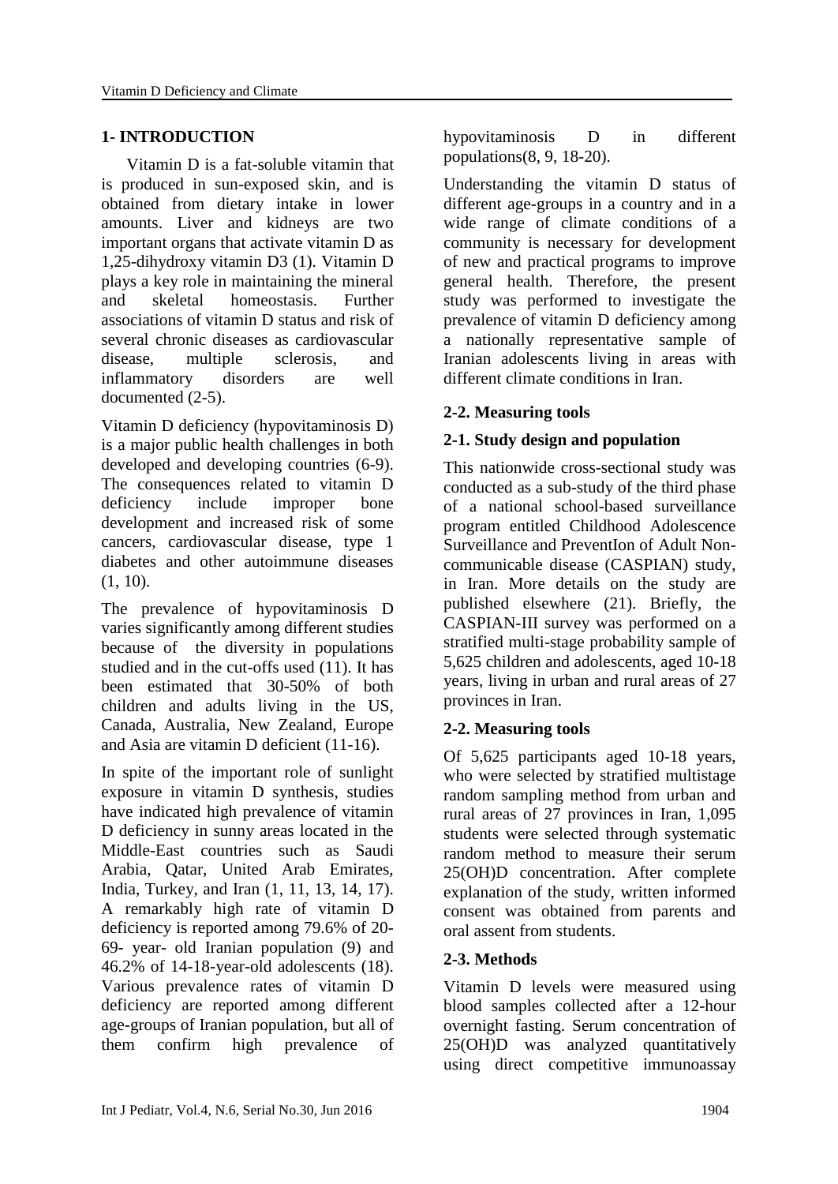## 1- INTRODUCTION

Vitamin D is a fat-soluble vitamin that is produced in sun-exposed skin, and is obtained from dietary intake in lower amounts. Liver and kidneys are two important organs that activate vitamin D as 1,25-dihydroxy vitamin D3 (1). Vitamin D plays a key role in maintaining the mineral and skeletal homeostasis. Further associations of vitamin D status and risk of several chronic diseases as cardiovascular disease, multiple sclerosis, and inflammatory disorders are well documented (2-5).

Vitamin D deficiency (hypovitaminosis D) is a major public health challenges in both developed and developing countries (6-9). The consequences related to vitamin D deficiency include improper bone development and increased risk of some cancers, cardiovascular disease, type 1 diabetes and other autoimmune diseases (1, 10).

The prevalence of hypovitaminosis D varies significantly among different studies because of the diversity in populations studied and in the cut-offs used (11). It has been estimated that 30-50% of both children and adults living in the US, Canada, Australia, New Zealand, Europe and Asia are vitamin D deficient (11-16).

In spite of the important role of sunlight exposure in vitamin D synthesis, studies have indicated high prevalence of vitamin D deficiency in sunny areas located in the Middle-East countries such as Saudi Arabia, Qatar, United Arab Emirates, India, Turkey, and Iran (1, 11, 13, 14, 17). A remarkably high rate of vitamin D deficiency is reported among 79.6% of 20-69- year- old Iranian population (9) and 46.2% of 14-18-year-old adolescents (18). Various prevalence rates of vitamin D deficiency are reported among different age-groups of Iranian population, but all of them confirm high prevalence of hypovitaminosis D in different populations(8, 9, 18-20).

Understanding the vitamin D status of different age-groups in a country and in a wide range of climate conditions of a community is necessary for development of new and practical programs to improve general health. Therefore, the present study was performed to investigate the prevalence of vitamin D deficiency among a nationally representative sample of Iranian adolescents living in areas with different climate conditions in Iran.

## 2-2. Measuring tools

## 2-1. Study design and population

This nationwide cross-sectional study was conducted as a sub-study of the third phase of a national school-based surveillance program entitled Childhood Adolescence Surveillance and PreventIon of Adult Non-communicable disease (CASPIAN) study, in Iran. More details on the study are published elsewhere (21). Briefly, the CASPIAN-III survey was performed on a stratified multi-stage probability sample of 5,625 children and adolescents, aged 10-18 years, living in urban and rural areas of 27 provinces in Iran.

## 2-2. Measuring tools

Of 5,625 participants aged 10-18 years, who were selected by stratified multistage random sampling method from urban and rural areas of 27 provinces in Iran, 1,095 students were selected through systematic random method to measure their serum 25(OH)D concentration. After complete explanation of the study, written informed consent was obtained from parents and oral assent from students.

## 2-3. Methods

Vitamin D levels were measured using blood samples collected after a 12-hour overnight fasting. Serum concentration of 25(OH)D was analyzed quantitatively using direct competitive immunoassay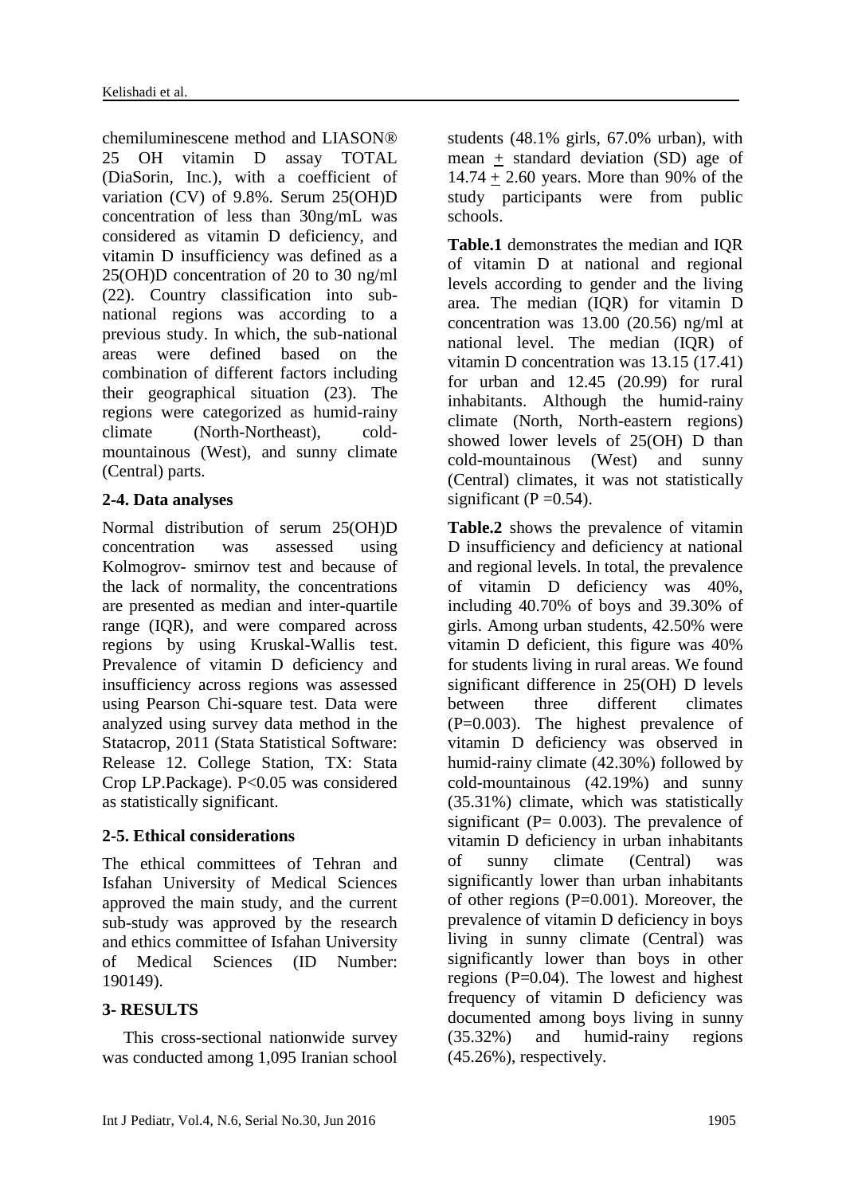chemiluminescene method and LIASON® 25 OH vitamin D assay TOTAL (DiaSorin, Inc.), with a coefficient of variation (CV) of 9.8%. Serum 25(OH)D concentration of less than 30ng/mL was considered as vitamin D deficiency, and vitamin D insufficiency was defined as a 25(OH)D concentration of 20 to 30 ng/ml (22). Country classification into sub-national regions was according to a previous study. In which, the sub-national areas were defined based on the combination of different factors including their geographical situation (23). The regions were categorized as humid-rainy climate (North-Northeast), cold-mountainous (West), and sunny climate (Central) parts.

### 2-4. Data analyses

Normal distribution of serum 25(OH)D concentration was assessed using Kolmogrov- smirnov test and because of the lack of normality, the concentrations are presented as median and inter-quartile range (IQR), and were compared across regions by using Kruskal-Wallis test. Prevalence of vitamin D deficiency and insufficiency across regions was assessed using Pearson Chi-square test. Data were analyzed using survey data method in the Statacrop, 2011 (Stata Statistical Software: Release 12. College Station, TX: Stata Crop LP.Package). P<0.05 was considered as statistically significant.

### 2-5. Ethical considerations

The ethical committees of Tehran and Isfahan University of Medical Sciences approved the main study, and the current sub-study was approved by the research and ethics committee of Isfahan University of Medical Sciences (ID Number: 190149).

## 3- RESULTS

This cross-sectional nationwide survey was conducted among 1,095 Iranian school students (48.1% girls, 67.0% urban), with mean ± standard deviation (SD) age of 14.74 ± 2.60 years. More than 90% of the study participants were from public schools.

**Table.1** demonstrates the median and IQR of vitamin D at national and regional levels according to gender and the living area. The median (IQR) for vitamin D concentration was 13.00 (20.56) ng/ml at national level. The median (IQR) of vitamin D concentration was 13.15 (17.41) for urban and 12.45 (20.99) for rural inhabitants. Although the humid-rainy climate (North, North-eastern regions) showed lower levels of 25(OH) D than cold-mountainous (West) and sunny (Central) climates, it was not statistically significant (P =0.54).

**Table.2** shows the prevalence of vitamin D insufficiency and deficiency at national and regional levels. In total, the prevalence of vitamin D deficiency was 40%, including 40.70% of boys and 39.30% of girls. Among urban students, 42.50% were vitamin D deficient, this figure was 40% for students living in rural areas. We found significant difference in 25(OH) D levels between three different climates (P=0.003). The highest prevalence of vitamin D deficiency was observed in humid-rainy climate (42.30%) followed by cold-mountainous (42.19%) and sunny (35.31%) climate, which was statistically significant (P= 0.003). The prevalence of vitamin D deficiency in urban inhabitants of sunny climate (Central) was significantly lower than urban inhabitants of other regions (P=0.001). Moreover, the prevalence of vitamin D deficiency in boys living in sunny climate (Central) was significantly lower than boys in other regions (P=0.04). The lowest and highest frequency of vitamin D deficiency was documented among boys living in sunny (35.32%) and humid-rainy regions (45.26%), respectively.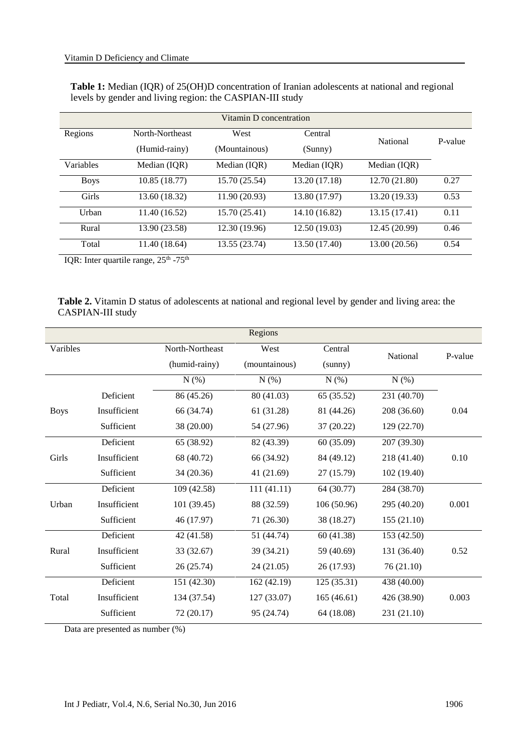**Table 1:** Median (IQR) of 25(OH)D concentration of Iranian adolescents at national and regional levels by gender and living region: the CASPIAN-III study

| Vitamin D concentration | | | | | |
|---|---|---|---|---|---|
| Regions | North-Northeast (Humid-rainy) | West (Mountainous) | Central (Sunny) | National | P-value |
| Variables | Median (IQR) | Median (IQR) | Median (IQR) | Median (IQR) | |
| Boys | 10.85 (18.77) | 15.70 (25.54) | 13.20 (17.18) | 12.70 (21.80) | 0.27 |
| Girls | 13.60 (18.32) | 11.90 (20.93) | 13.80 (17.97) | 13.20 (19.33) | 0.53 |
| Urban | 11.40 (16.52) | 15.70 (25.41) | 14.10 (16.82) | 13.15 (17.41) | 0.11 |
| Rural | 13.90 (23.58) | 12.30 (19.96) | 12.50 (19.03) | 12.45 (20.99) | 0.46 |
| Total | 11.40 (18.64) | 13.55 (23.74) | 13.50 (17.40) | 13.00 (20.56) | 0.54 |

IQR: Inter quartile range, 25th -75th

**Table 2.** Vitamin D status of adolescents at national and regional level by gender and living area: the CASPIAN-III study

| Regions | | | | | | |
|---|---|---|---|---|---|---|
| Varibles | | North-Northeast (humid-rainy) | West (mountainous) | Central (sunny) | National | P-value |
| | | N (%) | N (%) | N (%) | N (%) | |
| Boys | Deficient | 86 (45.26) | 80 (41.03) | 65 (35.52) | 231 (40.70) | 0.04 |
| | Insufficient | 66 (34.74) | 61 (31.28) | 81 (44.26) | 208 (36.60) | |
| | Sufficient | 38 (20.00) | 54 (27.96) | 37 (20.22) | 129 (22.70) | |
| Girls | Deficient | 65 (38.92) | 82 (43.39) | 60 (35.09) | 207 (39.30) | 0.10 |
| | Insufficient | 68 (40.72) | 66 (34.92) | 84 (49.12) | 218 (41.40) | |
| | Sufficient | 34 (20.36) | 41 (21.69) | 27 (15.79) | 102 (19.40) | |
| Urban | Deficient | 109 (42.58) | 111 (41.11) | 64 (30.77) | 284 (38.70) | 0.001 |
| | Insufficient | 101 (39.45) | 88 (32.59) | 106 (50.96) | 295 (40.20) | |
| | Sufficient | 46 (17.97) | 71 (26.30) | 38 (18.27) | 155 (21.10) | |
| Rural | Deficient | 42 (41.58) | 51 (44.74) | 60 (41.38) | 153 (42.50) | 0.52 |
| | Insufficient | 33 (32.67) | 39 (34.21) | 59 (40.69) | 131 (36.40) | |
| | Sufficient | 26 (25.74) | 24 (21.05) | 26 (17.93) | 76 (21.10) | |
| Total | Deficient | 151 (42.30) | 162 (42.19) | 125 (35.31) | 438 (40.00) | 0.003 |
| | Insufficient | 134 (37.54) | 127 (33.07) | 165 (46.61) | 426 (38.90) | |
| | Sufficient | 72 (20.17) | 95 (24.74) | 64 (18.08) | 231 (21.10) | |

Data are presented as number (%)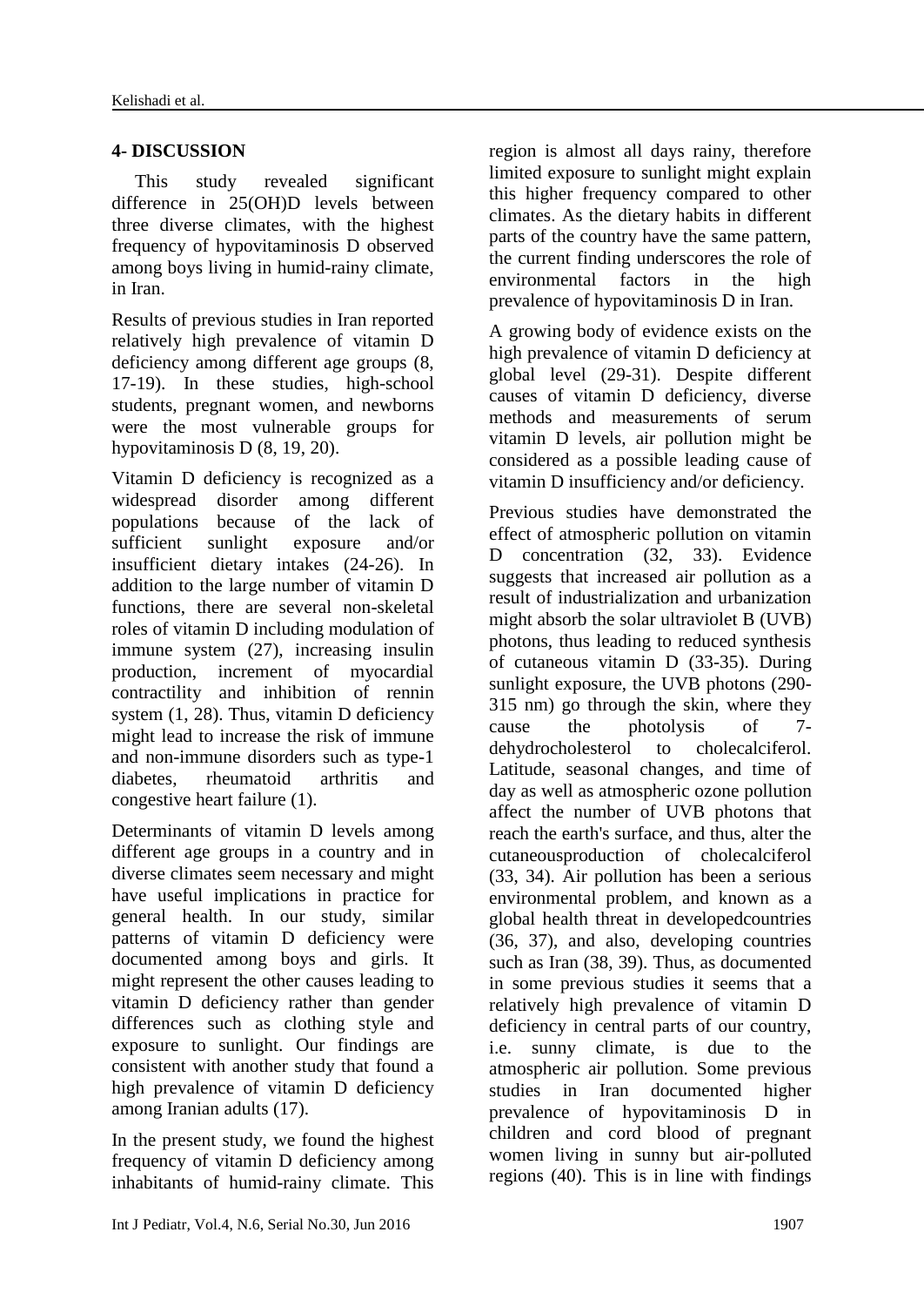## 4- DISCUSSION

This study revealed significant difference in 25(OH)D levels between three diverse climates, with the highest frequency of hypovitaminosis D observed among boys living in humid-rainy climate, in Iran.

Results of previous studies in Iran reported relatively high prevalence of vitamin D deficiency among different age groups (8, 17-19). In these studies, high-school students, pregnant women, and newborns were the most vulnerable groups for hypovitaminosis D (8, 19, 20).

Vitamin D deficiency is recognized as a widespread disorder among different populations because of the lack of sufficient sunlight exposure and/or insufficient dietary intakes (24-26). In addition to the large number of vitamin D functions, there are several non-skeletal roles of vitamin D including modulation of immune system (27), increasing insulin production, increment of myocardial contractility and inhibition of rennin system (1, 28). Thus, vitamin D deficiency might lead to increase the risk of immune and non-immune disorders such as type-1 diabetes, rheumatoid arthritis and congestive heart failure (1).

Determinants of vitamin D levels among different age groups in a country and in diverse climates seem necessary and might have useful implications in practice for general health. In our study, similar patterns of vitamin D deficiency were documented among boys and girls. It might represent the other causes leading to vitamin D deficiency rather than gender differences such as clothing style and exposure to sunlight. Our findings are consistent with another study that found a high prevalence of vitamin D deficiency among Iranian adults (17).

In the present study, we found the highest frequency of vitamin D deficiency among inhabitants of humid-rainy climate. This region is almost all days rainy, therefore limited exposure to sunlight might explain this higher frequency compared to other climates. As the dietary habits in different parts of the country have the same pattern, the current finding underscores the role of environmental factors in the high prevalence of hypovitaminosis D in Iran.

A growing body of evidence exists on the high prevalence of vitamin D deficiency at global level (29-31). Despite different causes of vitamin D deficiency, diverse methods and measurements of serum vitamin D levels, air pollution might be considered as a possible leading cause of vitamin D insufficiency and/or deficiency.

Previous studies have demonstrated the effect of atmospheric pollution on vitamin D concentration (32, 33). Evidence suggests that increased air pollution as a result of industrialization and urbanization might absorb the solar ultraviolet B (UVB) photons, thus leading to reduced synthesis of cutaneous vitamin D (33-35). During sunlight exposure, the UVB photons (290-315 nm) go through the skin, where they cause the photolysis of 7-dehydrocholesterol to cholecalciferol. Latitude, seasonal changes, and time of day as well as atmospheric ozone pollution affect the number of UVB photons that reach the earth's surface, and thus, alter the cutaneousproduction of cholecalciferol (33, 34). Air pollution has been a serious environmental problem, and known as a global health threat in developedcountries (36, 37), and also, developing countries such as Iran (38, 39). Thus, as documented in some previous studies it seems that a relatively high prevalence of vitamin D deficiency in central parts of our country, i.e. sunny climate, is due to the atmospheric air pollution. Some previous studies in Iran documented higher prevalence of hypovitaminosis D in children and cord blood of pregnant women living in sunny but air-polluted regions (40). This is in line with findings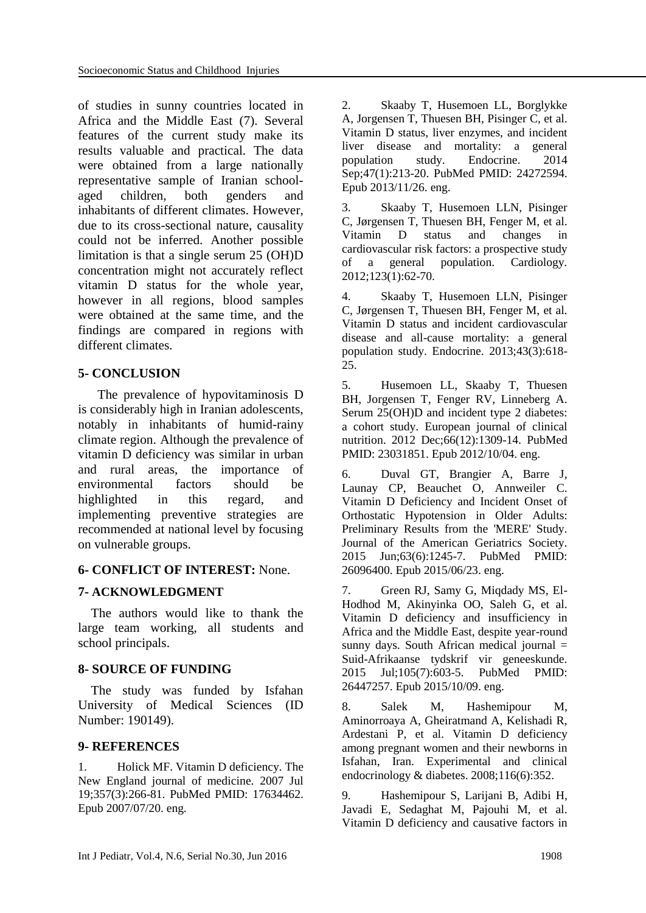of studies in sunny countries located in Africa and the Middle East (7). Several features of the current study make its results valuable and practical. The data were obtained from a large nationally representative sample of Iranian school-aged children, both genders and inhabitants of different climates. However, due to its cross-sectional nature, causality could not be inferred. Another possible limitation is that a single serum 25 (OH)D concentration might not accurately reflect vitamin D status for the whole year, however in all regions, blood samples were obtained at the same time, and the findings are compared in regions with different climates.

## 5- CONCLUSION

The prevalence of hypovitaminosis D is considerably high in Iranian adolescents, notably in inhabitants of humid-rainy climate region. Although the prevalence of vitamin D deficiency was similar in urban and rural areas, the importance of environmental factors should be highlighted in this regard, and implementing preventive strategies are recommended at national level by focusing on vulnerable groups.

## 6- CONFLICT OF INTEREST: None.

## 7- ACKNOWLEDGMENT

The authors would like to thank the large team working, all students and school principals.

## 8- SOURCE OF FUNDING

The study was funded by Isfahan University of Medical Sciences (ID Number: 190149).

## 9- REFERENCES

1. Holick MF. Vitamin D deficiency. The New England journal of medicine. 2007 Jul 19;357(3):266-81. PubMed PMID: 17634462. Epub 2007/07/20. eng.

2. Skaaby T, Husemoen LL, Borglykke A, Jorgensen T, Thuesen BH, Pisinger C, et al. Vitamin D status, liver enzymes, and incident liver disease and mortality: a general population study. Endocrine. 2014 Sep;47(1):213-20. PubMed PMID: 24272594. Epub 2013/11/26. eng.

3. Skaaby T, Husemoen LLN, Pisinger C, Jørgensen T, Thuesen BH, Fenger M, et al. Vitamin D status and changes in cardiovascular risk factors: a prospective study of a general population. Cardiology. 2012;123(1):62-70.

4. Skaaby T, Husemoen LLN, Pisinger C, Jørgensen T, Thuesen BH, Fenger M, et al. Vitamin D status and incident cardiovascular disease and all-cause mortality: a general population study. Endocrine. 2013;43(3):618-25.

5. Husemoen LL, Skaaby T, Thuesen BH, Jorgensen T, Fenger RV, Linneberg A. Serum 25(OH)D and incident type 2 diabetes: a cohort study. European journal of clinical nutrition. 2012 Dec;66(12):1309-14. PubMed PMID: 23031851. Epub 2012/10/04. eng.

6. Duval GT, Brangier A, Barre J, Launay CP, Beauchet O, Annweiler C. Vitamin D Deficiency and Incident Onset of Orthostatic Hypotension in Older Adults: Preliminary Results from the 'MERE' Study. Journal of the American Geriatrics Society. 2015 Jun;63(6):1245-7. PubMed PMID: 26096400. Epub 2015/06/23. eng.

7. Green RJ, Samy G, Miqdady MS, El-Hodhod M, Akinyinka OO, Saleh G, et al. Vitamin D deficiency and insufficiency in Africa and the Middle East, despite year-round sunny days. South African medical journal = Suid-Afrikaanse tydskrif vir geneeskunde. 2015 Jul;105(7):603-5. PubMed PMID: 26447257. Epub 2015/10/09. eng.

8. Salek M, Hashemipour M, Aminorroaya A, Gheiratmand A, Kelishadi R, Ardestani P, et al. Vitamin D deficiency among pregnant women and their newborns in Isfahan, Iran. Experimental and clinical endocrinology & diabetes. 2008;116(6):352.

9. Hashemipour S, Larijani B, Adibi H, Javadi E, Sedaghat M, Pajouhi M, et al. Vitamin D deficiency and causative factors in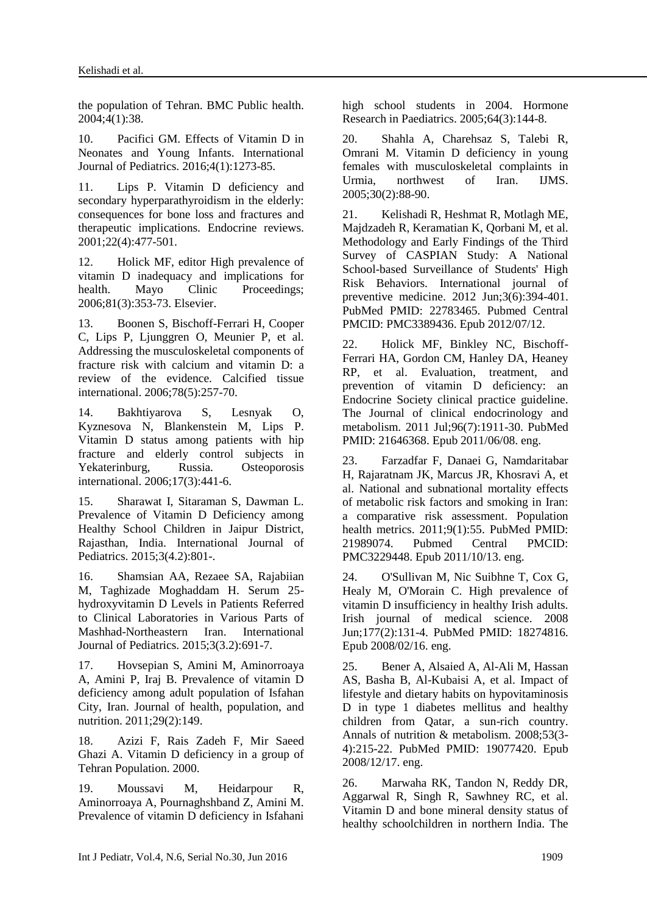the population of Tehran. BMC Public health. 2004;4(1):38.

10. Pacifici GM. Effects of Vitamin D in Neonates and Young Infants. International Journal of Pediatrics. 2016;4(1):1273-85.

11. Lips P. Vitamin D deficiency and secondary hyperparathyroidism in the elderly: consequences for bone loss and fractures and therapeutic implications. Endocrine reviews. 2001;22(4):477-501.

12. Holick MF, editor High prevalence of vitamin D inadequacy and implications for health. Mayo Clinic Proceedings; 2006;81(3):353-73. Elsevier.

13. Boonen S, Bischoff-Ferrari H, Cooper C, Lips P, Ljunggren O, Meunier P, et al. Addressing the musculoskeletal components of fracture risk with calcium and vitamin D: a review of the evidence. Calcified tissue international. 2006;78(5):257-70.

14. Bakhtiyarova S, Lesnyak O, Kyznesova N, Blankenstein M, Lips P. Vitamin D status among patients with hip fracture and elderly control subjects in Yekaterinburg, Russia. Osteoporosis international. 2006;17(3):441-6.

15. Sharawat I, Sitaraman S, Dawman L. Prevalence of Vitamin D Deficiency among Healthy School Children in Jaipur District, Rajasthan, India. International Journal of Pediatrics. 2015;3(4.2):801-.

16. Shamsian AA, Rezaee SA, Rajabiian M, Taghizade Moghaddam H. Serum 25-hydroxyvitamin D Levels in Patients Referred to Clinical Laboratories in Various Parts of Mashhad-Northeastern Iran. International Journal of Pediatrics. 2015;3(3.2):691-7.

17. Hovsepian S, Amini M, Aminorroaya A, Amini P, Iraj B. Prevalence of vitamin D deficiency among adult population of Isfahan City, Iran. Journal of health, population, and nutrition. 2011;29(2):149.

18. Azizi F, Rais Zadeh F, Mir Saeed Ghazi A. Vitamin D deficiency in a group of Tehran Population. 2000.

19. Moussavi M, Heidarpour R, Aminorroaya A, Pournaghshband Z, Amini M. Prevalence of vitamin D deficiency in Isfahani high school students in 2004. Hormone Research in Paediatrics. 2005;64(3):144-8.

20. Shahla A, Charehsaz S, Talebi R, Omrani M. Vitamin D deficiency in young females with musculoskeletal complaints in Urmia, northwest of Iran. IJMS. 2005;30(2):88-90.

21. Kelishadi R, Heshmat R, Motlagh ME, Majdzadeh R, Keramatian K, Qorbani M, et al. Methodology and Early Findings of the Third Survey of CASPIAN Study: A National School-based Surveillance of Students' High Risk Behaviors. International journal of preventive medicine. 2012 Jun;3(6):394-401. PubMed PMID: 22783465. Pubmed Central PMCID: PMC3389436. Epub 2012/07/12.

22. Holick MF, Binkley NC, Bischoff-Ferrari HA, Gordon CM, Hanley DA, Heaney RP, et al. Evaluation, treatment, and prevention of vitamin D deficiency: an Endocrine Society clinical practice guideline. The Journal of clinical endocrinology and metabolism. 2011 Jul;96(7):1911-30. PubMed PMID: 21646368. Epub 2011/06/08. eng.

23. Farzadfar F, Danaei G, Namdaritabar H, Rajaratnam JK, Marcus JR, Khosravi A, et al. National and subnational mortality effects of metabolic risk factors and smoking in Iran: a comparative risk assessment. Population health metrics. 2011;9(1):55. PubMed PMID: 21989074. Pubmed Central PMCID: PMC3229448. Epub 2011/10/13. eng.

24. O'Sullivan M, Nic Suibhne T, Cox G, Healy M, O'Morain C. High prevalence of vitamin D insufficiency in healthy Irish adults. Irish journal of medical science. 2008 Jun;177(2):131-4. PubMed PMID: 18274816. Epub 2008/02/16. eng.

25. Bener A, Alsaied A, Al-Ali M, Hassan AS, Basha B, Al-Kubaisi A, et al. Impact of lifestyle and dietary habits on hypovitaminosis D in type 1 diabetes mellitus and healthy children from Qatar, a sun-rich country. Annals of nutrition & metabolism. 2008;53(3-4):215-22. PubMed PMID: 19077420. Epub 2008/12/17. eng.

26. Marwaha RK, Tandon N, Reddy DR, Aggarwal R, Singh R, Sawhney RC, et al. Vitamin D and bone mineral density status of healthy schoolchildren in northern India. The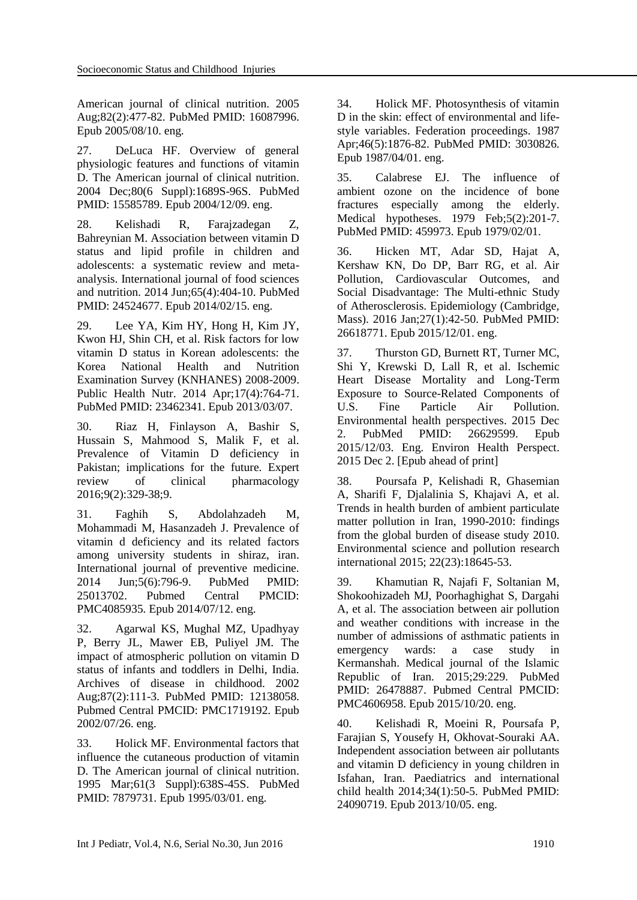American journal of clinical nutrition. 2005 Aug;82(2):477-82. PubMed PMID: 16087996. Epub 2005/08/10. eng.

27. DeLuca HF. Overview of general physiologic features and functions of vitamin D. The American journal of clinical nutrition. 2004 Dec;80(6 Suppl):1689S-96S. PubMed PMID: 15585789. Epub 2004/12/09. eng.

28. Kelishadi R, Farajzadegan Z, Bahreynian M. Association between vitamin D status and lipid profile in children and adolescents: a systematic review and meta-analysis. International journal of food sciences and nutrition. 2014 Jun;65(4):404-10. PubMed PMID: 24524677. Epub 2014/02/15. eng.

29. Lee YA, Kim HY, Hong H, Kim JY, Kwon HJ, Shin CH, et al. Risk factors for low vitamin D status in Korean adolescents: the Korea National Health and Nutrition Examination Survey (KNHANES) 2008-2009. Public Health Nutr. 2014 Apr;17(4):764-71. PubMed PMID: 23462341. Epub 2013/03/07.

30. Riaz H, Finlayson A, Bashir S, Hussain S, Mahmood S, Malik F, et al. Prevalence of Vitamin D deficiency in Pakistan; implications for the future. Expert review of clinical pharmacology 2016;9(2):329-38;9.

31. Faghih S, Abdolahzadeh M, Mohammadi M, Hasanzadeh J. Prevalence of vitamin d deficiency and its related factors among university students in shiraz, iran. International journal of preventive medicine. 2014 Jun;5(6):796-9. PubMed PMID: 25013702. Pubmed Central PMCID: PMC4085935. Epub 2014/07/12. eng.

32. Agarwal KS, Mughal MZ, Upadhyay P, Berry JL, Mawer EB, Puliyel JM. The impact of atmospheric pollution on vitamin D status of infants and toddlers in Delhi, India. Archives of disease in childhood. 2002 Aug;87(2):111-3. PubMed PMID: 12138058. Pubmed Central PMCID: PMC1719192. Epub 2002/07/26. eng.

33. Holick MF. Environmental factors that influence the cutaneous production of vitamin D. The American journal of clinical nutrition. 1995 Mar;61(3 Suppl):638S-45S. PubMed PMID: 7879731. Epub 1995/03/01. eng.

34. Holick MF. Photosynthesis of vitamin D in the skin: effect of environmental and life-style variables. Federation proceedings. 1987 Apr;46(5):1876-82. PubMed PMID: 3030826. Epub 1987/04/01. eng.

35. Calabrese EJ. The influence of ambient ozone on the incidence of bone fractures especially among the elderly. Medical hypotheses. 1979 Feb;5(2):201-7. PubMed PMID: 459973. Epub 1979/02/01.

36. Hicken MT, Adar SD, Hajat A, Kershaw KN, Do DP, Barr RG, et al. Air Pollution, Cardiovascular Outcomes, and Social Disadvantage: The Multi-ethnic Study of Atherosclerosis. Epidemiology (Cambridge, Mass). 2016 Jan;27(1):42-50. PubMed PMID: 26618771. Epub 2015/12/01. eng.

37. Thurston GD, Burnett RT, Turner MC, Shi Y, Krewski D, Lall R, et al. Ischemic Heart Disease Mortality and Long-Term Exposure to Source-Related Components of U.S. Fine Particle Air Pollution. Environmental health perspectives. 2015 Dec 2. PubMed PMID: 26629599. Epub 2015/12/03. Eng. Environ Health Perspect. 2015 Dec 2. [Epub ahead of print]

38. Poursafa P, Kelishadi R, Ghasemian A, Sharifi F, Djalalinia S, Khajavi A, et al. Trends in health burden of ambient particulate matter pollution in Iran, 1990-2010: findings from the global burden of disease study 2010. Environmental science and pollution research international 2015; 22(23):18645-53.

39. Khamutian R, Najafi F, Soltanian M, Shokoohizadeh MJ, Poorhaghighat S, Dargahi A, et al. The association between air pollution and weather conditions with increase in the number of admissions of asthmatic patients in emergency wards: a case study in Kermanshah. Medical journal of the Islamic Republic of Iran. 2015;29:229. PubMed PMID: 26478887. Pubmed Central PMCID: PMC4606958. Epub 2015/10/20. eng.

40. Kelishadi R, Moeini R, Poursafa P, Farajian S, Yousefy H, Okhovat-Souraki AA. Independent association between air pollutants and vitamin D deficiency in young children in Isfahan, Iran. Paediatrics and international child health 2014;34(1):50-5. PubMed PMID: 24090719. Epub 2013/10/05. eng.